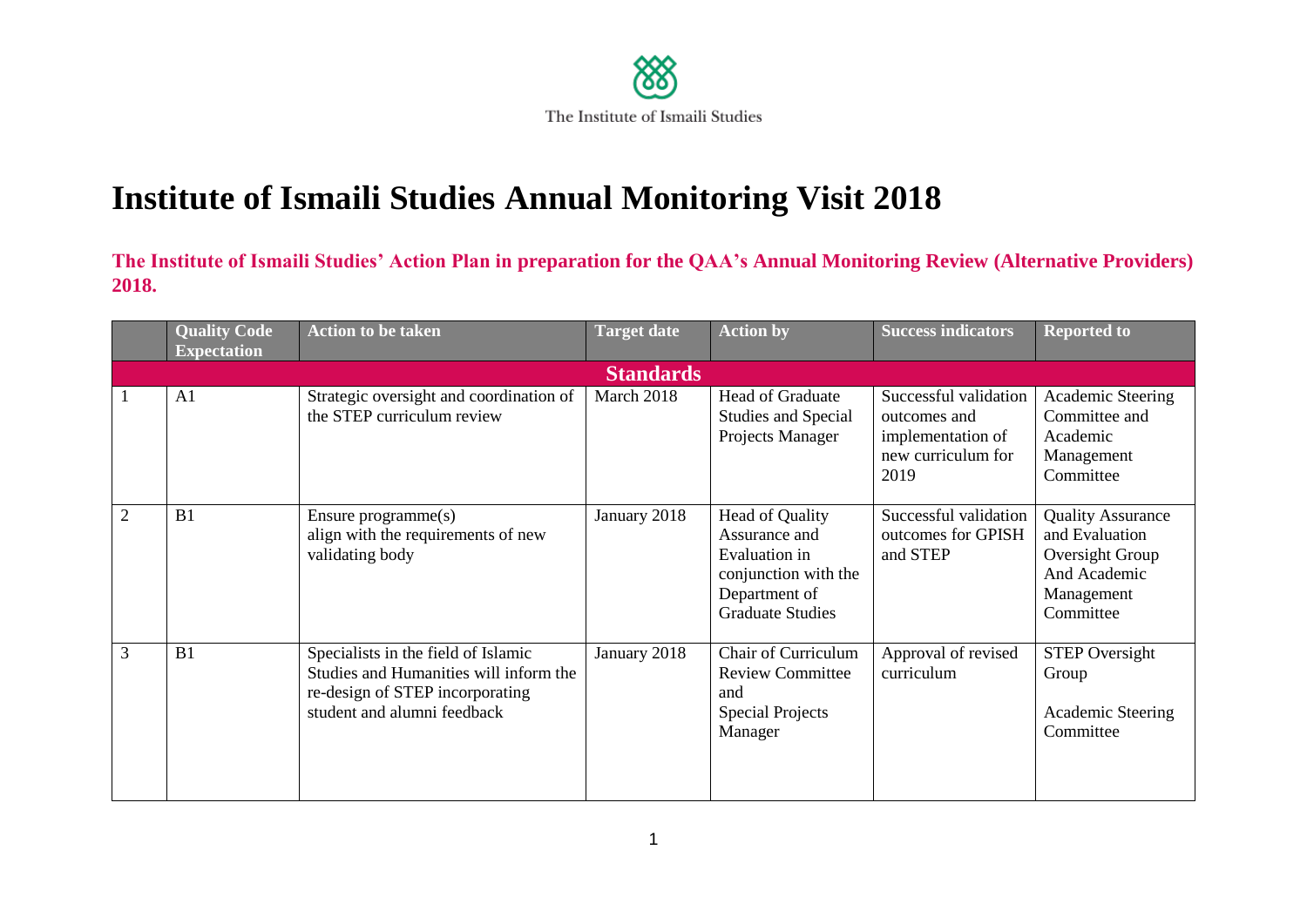The Institute of Ismaili Studies

# Institute of Ismaili Studies Annual Monitoring Visit 2018

**The Institute of Ismaili Studies' Action Plan in preparation for the QAA's Annual Monitoring Review (Alternative Providers) 2018.**

| | Quality Code Expectation | Action to be taken | Target date | Action by | Success indicators | Reported to |
|---|---|---|---|---|---|---|
| **Standards** | | | | | | |
| 1 | A1 | Strategic oversight and coordination of the STEP curriculum review | March 2018 | Head of Graduate Studies and Special Projects Manager | Successful validation outcomes and implementation of new curriculum for 2019 | Academic Steering Committee and Academic Management Committee |
| 2 | B1 | Ensure programme(s) align with the requirements of new validating body | January 2018 | Head of Quality Assurance and Evaluation in conjunction with the Department of Graduate Studies | Successful validation outcomes for GPISH and STEP | Quality Assurance and Evaluation Oversight Group And Academic Management Committee |
| 3 | B1 | Specialists in the field of Islamic Studies and Humanities will inform the re-design of STEP incorporating student and alumni feedback | January 2018 | Chair of Curriculum Review Committee and Special Projects Manager | Approval of revised curriculum | STEP Oversight Group<br><br>Academic Steering Committee |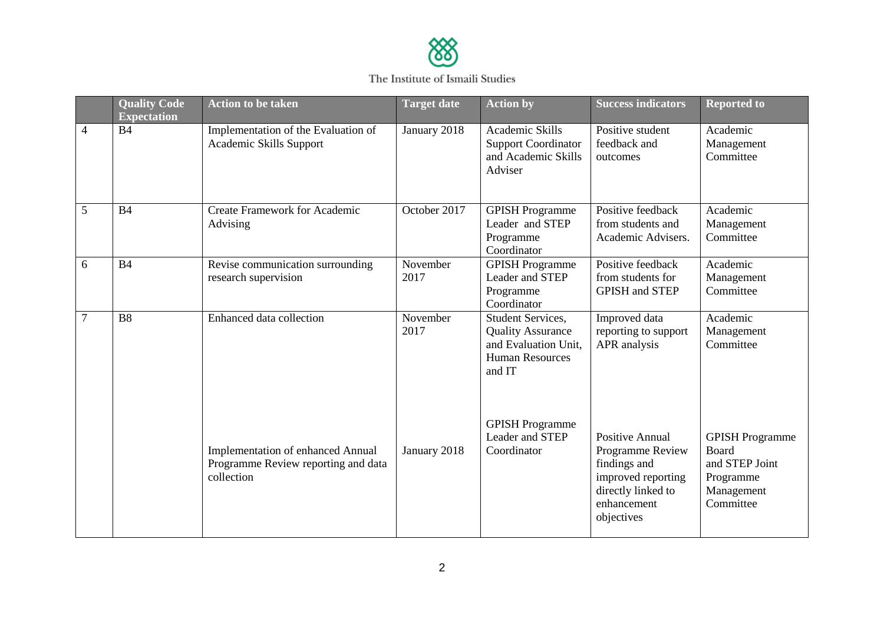|  | Quality Code Expectation | Action to be taken | Target date | Action by | Success indicators | Reported to |
|---|---|---|---|---|---|---|
| 4 | B4 | Implementation of the Evaluation of Academic Skills Support | January 2018 | Academic Skills Support Coordinator and Academic Skills Adviser | Positive student feedback and outcomes | Academic Management Committee |
| 5 | B4 | Create Framework for Academic Advising | October 2017 | GPISH Programme Leader and STEP Programme Coordinator | Positive feedback from students and Academic Advisers. | Academic Management Committee |
| 6 | B4 | Revise communication surrounding research supervision | November 2017 | GPISH Programme Leader and STEP Programme Coordinator | Positive feedback from students for GPISH and STEP | Academic Management Committee |
| 7 | B8 | Enhanced data collection | November 2017 | Student Services, Quality Assurance and Evaluation Unit, Human Resources and IT | Improved data reporting to support APR analysis | Academic Management Committee |
|  |  | Implementation of enhanced Annual Programme Review reporting and data collection | January 2018 | GPISH Programme Leader and STEP Coordinator | Positive Annual Programme Review findings and improved reporting directly linked to enhancement objectives | GPISH Programme Board and STEP Joint Programme Management Committee |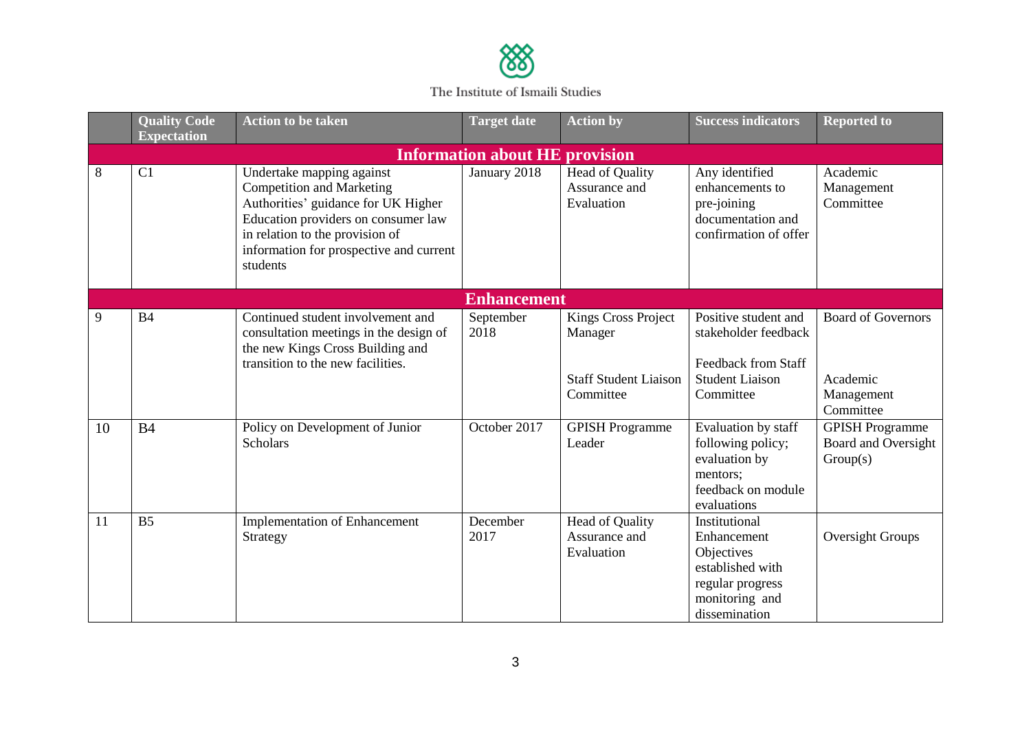| | Quality Code Expectation | Action to be taken | Target date | Action by | Success indicators | Reported to |
|---|---|---|---|---|---|---|
| **Information about HE provision** | | | | | | |
| 8 | C1 | Undertake mapping against Competition and Marketing Authorities' guidance for UK Higher Education providers on consumer law in relation to the provision of information for prospective and current students | January 2018 | Head of Quality Assurance and Evaluation | Any identified enhancements to pre-joining documentation and confirmation of offer | Academic Management Committee |
| **Enhancement** | | | | | | |
| 9 | B4 | Continued student involvement and consultation meetings in the design of the new Kings Cross Building and transition to the new facilities. | September 2018 | Kings Cross Project Manager<br><br>Staff Student Liaison Committee | Positive student and stakeholder feedback<br><br>Feedback from Staff Student Liaison Committee | Board of Governors<br><br>Academic Management Committee |
| 10 | B4 | Policy on Development of Junior Scholars | October 2017 | GPISH Programme Leader | Evaluation by staff following policy; evaluation by mentors; feedback on module evaluations | GPISH Programme Board and Oversight Group(s) |
| 11 | B5 | Implementation of Enhancement Strategy | December 2017 | Head of Quality Assurance and Evaluation | Institutional Enhancement Objectives established with regular progress monitoring and dissemination | Oversight Groups |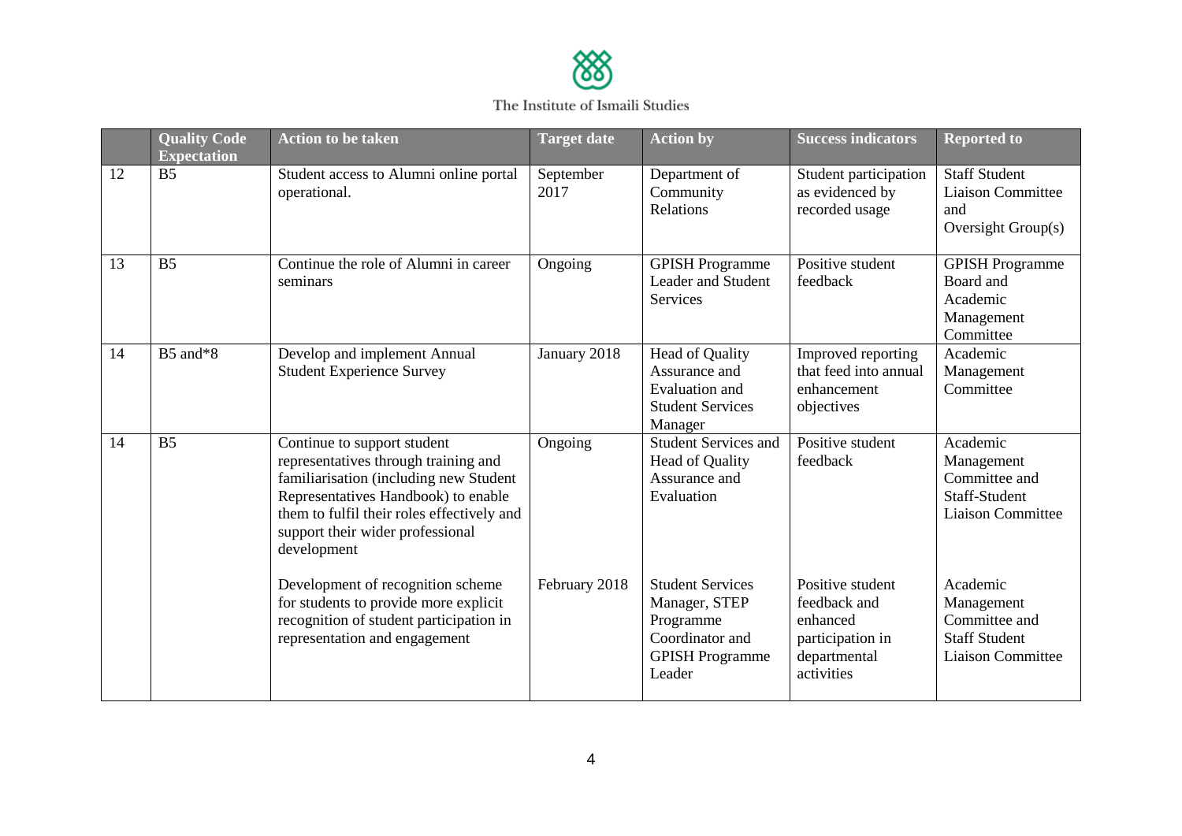| | Quality Code Expectation | Action to be taken | Target date | Action by | Success indicators | Reported to |
|---|---|---|---|---|---|---|
| 12 | B5 | Student access to Alumni online portal operational. | September 2017 | Department of Community Relations | Student participation as evidenced by recorded usage | Staff Student Liaison Committee and Oversight Group(s) |
| 13 | B5 | Continue the role of Alumni in career seminars | Ongoing | GPISH Programme Leader and Student Services | Positive student feedback | GPISH Programme Board and Academic Management Committee |
| 14 | B5 and*8 | Develop and implement Annual Student Experience Survey | January 2018 | Head of Quality Assurance and Evaluation and Student Services Manager | Improved reporting that feed into annual enhancement objectives | Academic Management Committee |
| 14 | B5 | Continue to support student representatives through training and familiarisation (including new Student Representatives Handbook) to enable them to fulfil their roles effectively and support their wider professional development | Ongoing | Student Services and Head of Quality Assurance and Evaluation | Positive student feedback | Academic Management Committee and Staff-Student Liaison Committee |
| | | Development of recognition scheme for students to provide more explicit recognition of student participation in representation and engagement | February 2018 | Student Services Manager, STEP Programme Coordinator and GPISH Programme Leader | Positive student feedback and enhanced participation in departmental activities | Academic Management Committee and Staff Student Liaison Committee |